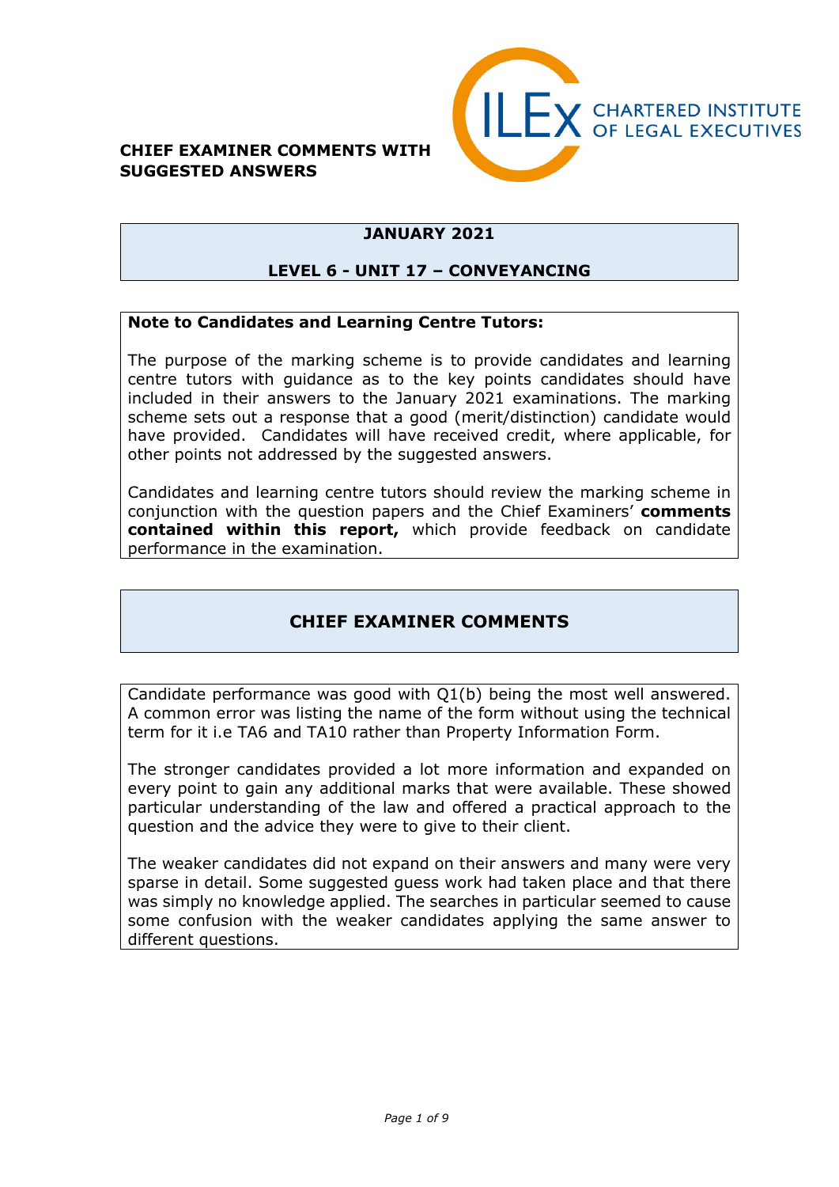**CHIEF EXAMINER COMMENTS WITH SUGGESTED ANSWERS**

ILEX CHARTERED INSTITUTE OF LEGAL EXECUTIVES

## JANUARY 2021

## LEVEL 6 - UNIT 17 – CONVEYANCING

**Note to Candidates and Learning Centre Tutors:**

The purpose of the marking scheme is to provide candidates and learning centre tutors with guidance as to the key points candidates should have included in their answers to the January 2021 examinations. The marking scheme sets out a response that a good (merit/distinction) candidate would have provided. Candidates will have received credit, where applicable, for other points not addressed by the suggested answers.

Candidates and learning centre tutors should review the marking scheme in conjunction with the question papers and the Chief Examiners' **comments contained within this report,** which provide feedback on candidate performance in the examination.

## CHIEF EXAMINER COMMENTS

Candidate performance was good with Q1(b) being the most well answered. A common error was listing the name of the form without using the technical term for it i.e TA6 and TA10 rather than Property Information Form.

The stronger candidates provided a lot more information and expanded on every point to gain any additional marks that were available. These showed particular understanding of the law and offered a practical approach to the question and the advice they were to give to their client.

The weaker candidates did not expand on their answers and many were very sparse in detail. Some suggested guess work had taken place and that there was simply no knowledge applied. The searches in particular seemed to cause some confusion with the weaker candidates applying the same answer to different questions.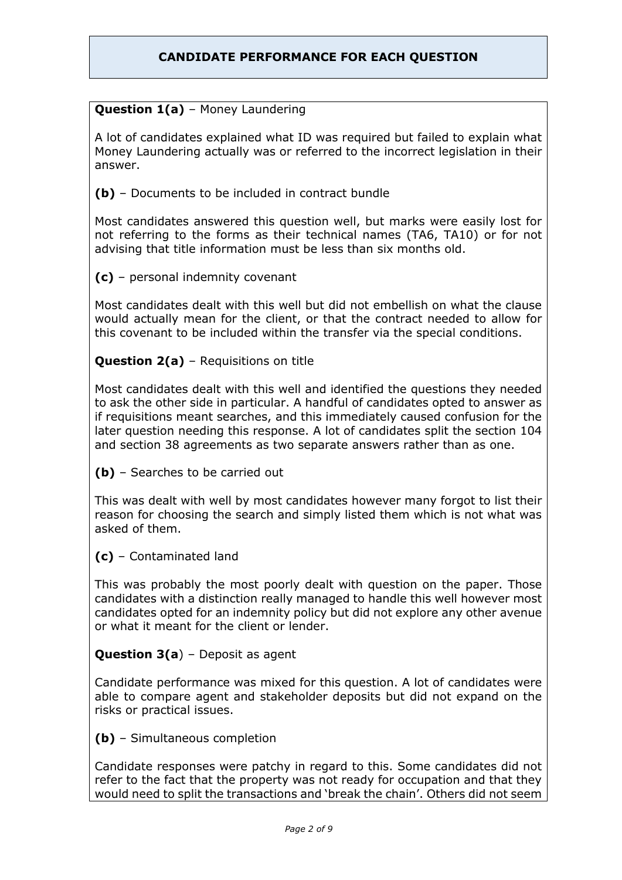## CANDIDATE PERFORMANCE FOR EACH QUESTION

**Question 1(a)** – Money Laundering

A lot of candidates explained what ID was required but failed to explain what Money Laundering actually was or referred to the incorrect legislation in their answer.

**(b)** – Documents to be included in contract bundle

Most candidates answered this question well, but marks were easily lost for not referring to the forms as their technical names (TA6, TA10) or for not advising that title information must be less than six months old.

**(c)** – personal indemnity covenant

Most candidates dealt with this well but did not embellish on what the clause would actually mean for the client, or that the contract needed to allow for this covenant to be included within the transfer via the special conditions.

**Question 2(a)** – Requisitions on title

Most candidates dealt with this well and identified the questions they needed to ask the other side in particular. A handful of candidates opted to answer as if requisitions meant searches, and this immediately caused confusion for the later question needing this response. A lot of candidates split the section 104 and section 38 agreements as two separate answers rather than as one.

**(b)** – Searches to be carried out

This was dealt with well by most candidates however many forgot to list their reason for choosing the search and simply listed them which is not what was asked of them.

**(c)** – Contaminated land

This was probably the most poorly dealt with question on the paper. Those candidates with a distinction really managed to handle this well however most candidates opted for an indemnity policy but did not explore any other avenue or what it meant for the client or lender.

**Question 3(a)** – Deposit as agent

Candidate performance was mixed for this question. A lot of candidates were able to compare agent and stakeholder deposits but did not expand on the risks or practical issues.

**(b)** – Simultaneous completion

Candidate responses were patchy in regard to this. Some candidates did not refer to the fact that the property was not ready for occupation and that they would need to split the transactions and 'break the chain'. Others did not seem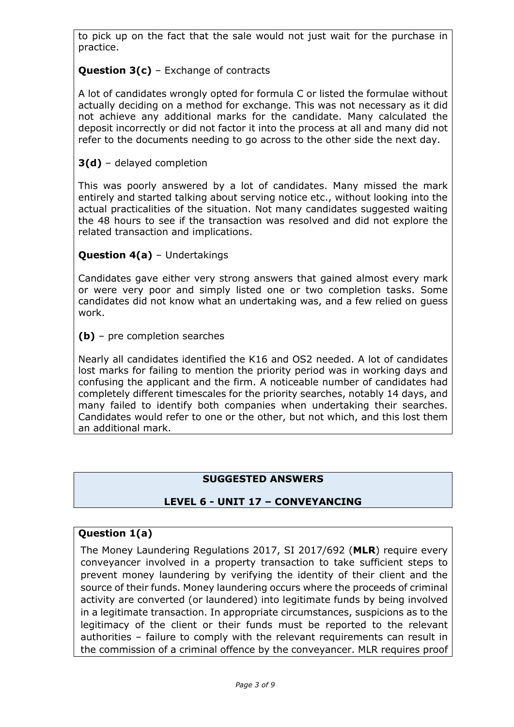to pick up on the fact that the sale would not just wait for the purchase in practice.

**Question 3(c)** – Exchange of contracts

A lot of candidates wrongly opted for formula C or listed the formulae without actually deciding on a method for exchange. This was not necessary as it did not achieve any additional marks for the candidate. Many calculated the deposit incorrectly or did not factor it into the process at all and many did not refer to the documents needing to go across to the other side the next day.

**3(d)** – delayed completion

This was poorly answered by a lot of candidates. Many missed the mark entirely and started talking about serving notice etc., without looking into the actual practicalities of the situation. Not many candidates suggested waiting the 48 hours to see if the transaction was resolved and did not explore the related transaction and implications.

**Question 4(a)** – Undertakings

Candidates gave either very strong answers that gained almost every mark or were very poor and simply listed one or two completion tasks. Some candidates did not know what an undertaking was, and a few relied on guess work.

**(b)** – pre completion searches

Nearly all candidates identified the K16 and OS2 needed. A lot of candidates lost marks for failing to mention the priority period was in working days and confusing the applicant and the firm. A noticeable number of candidates had completely different timescales for the priority searches, notably 14 days, and many failed to identify both companies when undertaking their searches. Candidates would refer to one or the other, but not which, and this lost them an additional mark.

## SUGGESTED ANSWERS

## LEVEL 6 - UNIT 17 – CONVEYANCING

### Question 1(a)

The Money Laundering Regulations 2017, SI 2017/692 (**MLR**) require every conveyancer involved in a property transaction to take sufficient steps to prevent money laundering by verifying the identity of their client and the source of their funds. Money laundering occurs where the proceeds of criminal activity are converted (or laundered) into legitimate funds by being involved in a legitimate transaction. In appropriate circumstances, suspicions as to the legitimacy of the client or their funds must be reported to the relevant authorities – failure to comply with the relevant requirements can result in the commission of a criminal offence by the conveyancer. MLR requires proof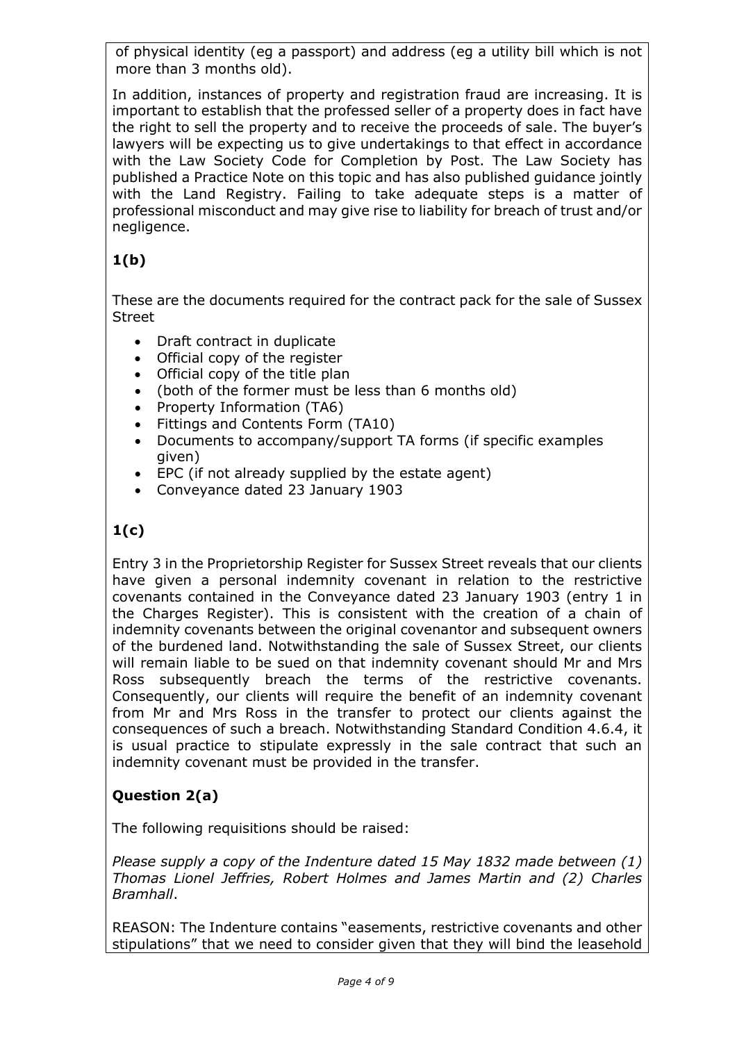of physical identity (eg a passport) and address (eg a utility bill which is not more than 3 months old).

In addition, instances of property and registration fraud are increasing. It is important to establish that the professed seller of a property does in fact have the right to sell the property and to receive the proceeds of sale. The buyer's lawyers will be expecting us to give undertakings to that effect in accordance with the Law Society Code for Completion by Post. The Law Society has published a Practice Note on this topic and has also published guidance jointly with the Land Registry. Failing to take adequate steps is a matter of professional misconduct and may give rise to liability for breach of trust and/or negligence.

## 1(b)

These are the documents required for the contract pack for the sale of Sussex Street

- Draft contract in duplicate
- Official copy of the register
- Official copy of the title plan
- (both of the former must be less than 6 months old)
- Property Information (TA6)
- Fittings and Contents Form (TA10)
- Documents to accompany/support TA forms (if specific examples given)
- EPC (if not already supplied by the estate agent)
- Conveyance dated 23 January 1903

## 1(c)

Entry 3 in the Proprietorship Register for Sussex Street reveals that our clients have given a personal indemnity covenant in relation to the restrictive covenants contained in the Conveyance dated 23 January 1903 (entry 1 in the Charges Register). This is consistent with the creation of a chain of indemnity covenants between the original covenantor and subsequent owners of the burdened land. Notwithstanding the sale of Sussex Street, our clients will remain liable to be sued on that indemnity covenant should Mr and Mrs Ross subsequently breach the terms of the restrictive covenants. Consequently, our clients will require the benefit of an indemnity covenant from Mr and Mrs Ross in the transfer to protect our clients against the consequences of such a breach. Notwithstanding Standard Condition 4.6.4, it is usual practice to stipulate expressly in the sale contract that such an indemnity covenant must be provided in the transfer.

## Question 2(a)

The following requisitions should be raised:

*Please supply a copy of the Indenture dated 15 May 1832 made between (1) Thomas Lionel Jeffries, Robert Holmes and James Martin and (2) Charles Bramhall*.

REASON: The Indenture contains "easements, restrictive covenants and other stipulations" that we need to consider given that they will bind the leasehold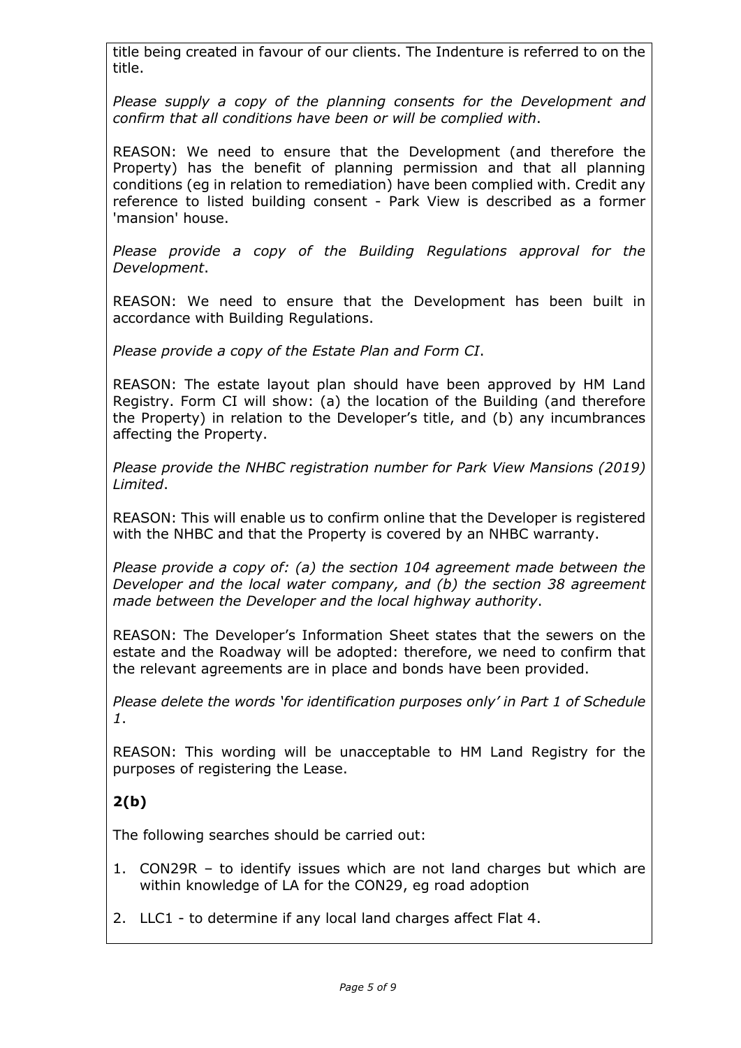title being created in favour of our clients. The Indenture is referred to on the title.

*Please supply a copy of the planning consents for the Development and confirm that all conditions have been or will be complied with*.

REASON: We need to ensure that the Development (and therefore the Property) has the benefit of planning permission and that all planning conditions (eg in relation to remediation) have been complied with. Credit any reference to listed building consent - Park View is described as a former 'mansion' house.

*Please provide a copy of the Building Regulations approval for the Development*.

REASON: We need to ensure that the Development has been built in accordance with Building Regulations.

*Please provide a copy of the Estate Plan and Form CI*.

REASON: The estate layout plan should have been approved by HM Land Registry. Form CI will show: (a) the location of the Building (and therefore the Property) in relation to the Developer's title, and (b) any incumbrances affecting the Property.

*Please provide the NHBC registration number for Park View Mansions (2019) Limited*.

REASON: This will enable us to confirm online that the Developer is registered with the NHBC and that the Property is covered by an NHBC warranty.

*Please provide a copy of: (a) the section 104 agreement made between the Developer and the local water company, and (b) the section 38 agreement made between the Developer and the local highway authority*.

REASON: The Developer's Information Sheet states that the sewers on the estate and the Roadway will be adopted: therefore, we need to confirm that the relevant agreements are in place and bonds have been provided.

*Please delete the words 'for identification purposes only' in Part 1 of Schedule 1*.

REASON: This wording will be unacceptable to HM Land Registry for the purposes of registering the Lease.

**2(b)**

The following searches should be carried out:

1. CON29R – to identify issues which are not land charges but which are within knowledge of LA for the CON29, eg road adoption
2. LLC1 - to determine if any local land charges affect Flat 4.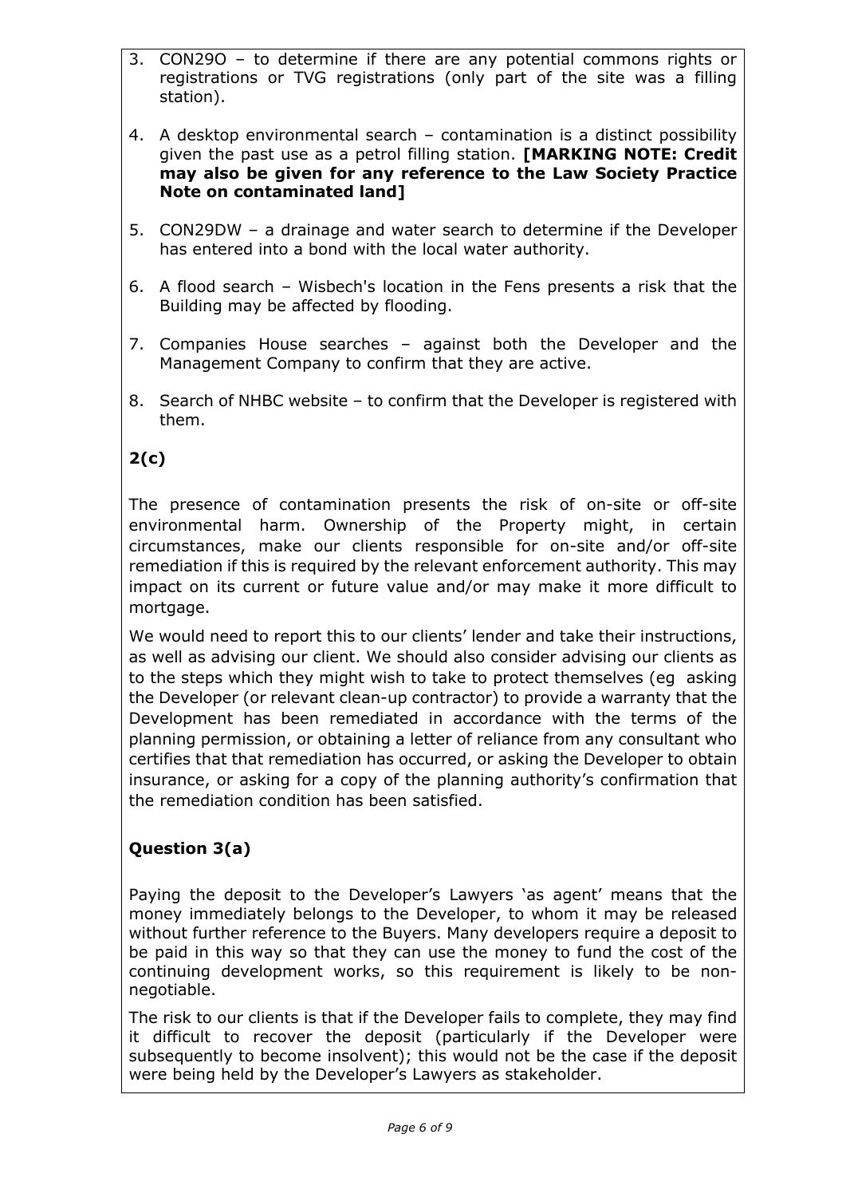3. CON29O – to determine if there are any potential commons rights or registrations or TVG registrations (only part of the site was a filling station).

4. A desktop environmental search – contamination is a distinct possibility given the past use as a petrol filling station. **[MARKING NOTE: Credit may also be given for any reference to the Law Society Practice Note on contaminated land]**

5. CON29DW – a drainage and water search to determine if the Developer has entered into a bond with the local water authority.

6. A flood search – Wisbech's location in the Fens presents a risk that the Building may be affected by flooding.

7. Companies House searches – against both the Developer and the Management Company to confirm that they are active.

8. Search of NHBC website – to confirm that the Developer is registered with them.

**2(c)**

The presence of contamination presents the risk of on-site or off-site environmental harm. Ownership of the Property might, in certain circumstances, make our clients responsible for on-site and/or off-site remediation if this is required by the relevant enforcement authority. This may impact on its current or future value and/or may make it more difficult to mortgage.

We would need to report this to our clients' lender and take their instructions, as well as advising our client. We should also consider advising our clients as to the steps which they might wish to take to protect themselves (eg asking the Developer (or relevant clean-up contractor) to provide a warranty that the Development has been remediated in accordance with the terms of the planning permission, or obtaining a letter of reliance from any consultant who certifies that that remediation has occurred, or asking the Developer to obtain insurance, or asking for a copy of the planning authority's confirmation that the remediation condition has been satisfied.

**Question 3(a)**

Paying the deposit to the Developer's Lawyers 'as agent' means that the money immediately belongs to the Developer, to whom it may be released without further reference to the Buyers. Many developers require a deposit to be paid in this way so that they can use the money to fund the cost of the continuing development works, so this requirement is likely to be non-negotiable.

The risk to our clients is that if the Developer fails to complete, they may find it difficult to recover the deposit (particularly if the Developer were subsequently to become insolvent); this would not be the case if the deposit were being held by the Developer's Lawyers as stakeholder.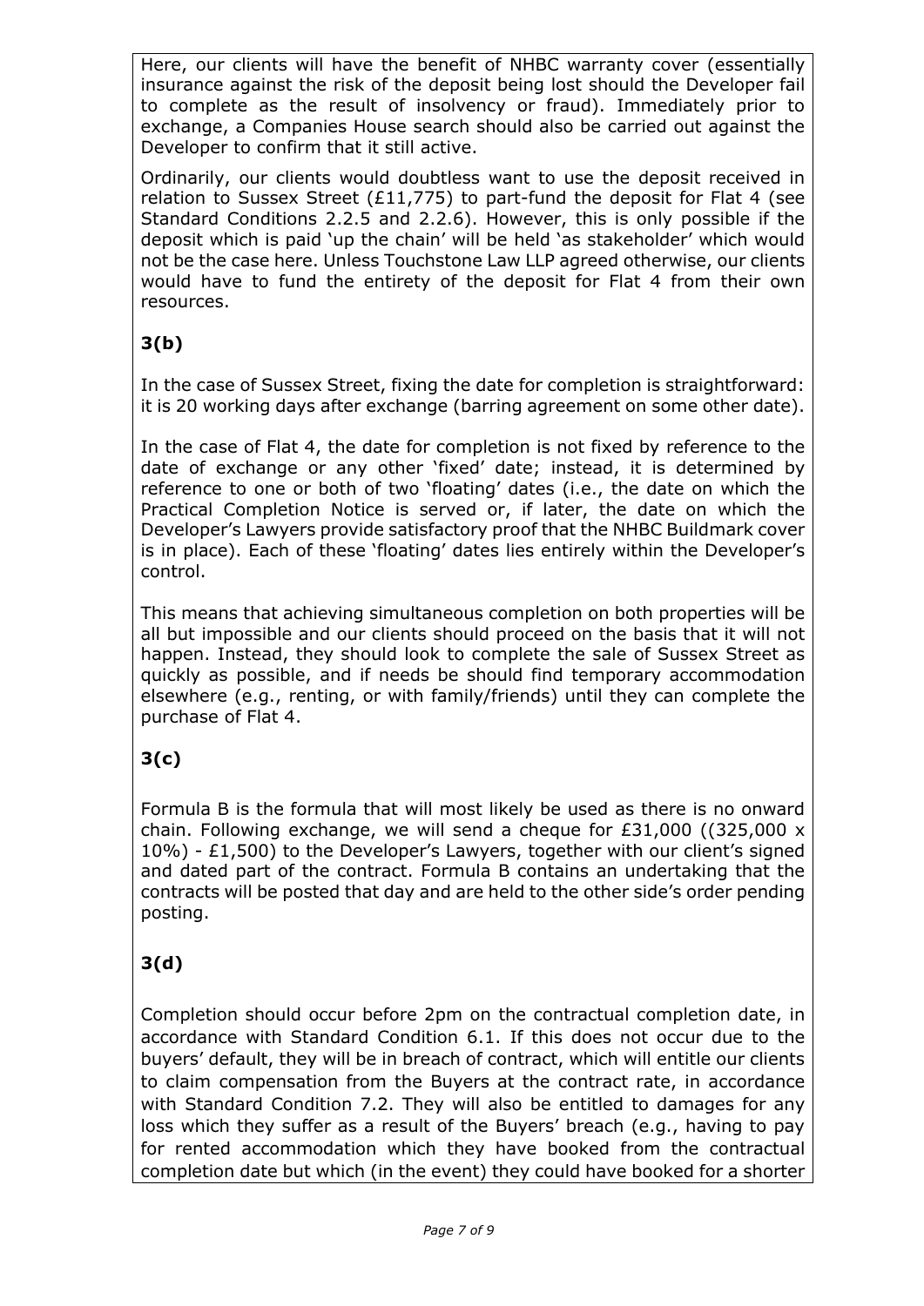Here, our clients will have the benefit of NHBC warranty cover (essentially insurance against the risk of the deposit being lost should the Developer fail to complete as the result of insolvency or fraud). Immediately prior to exchange, a Companies House search should also be carried out against the Developer to confirm that it still active.

Ordinarily, our clients would doubtless want to use the deposit received in relation to Sussex Street (£11,775) to part-fund the deposit for Flat 4 (see Standard Conditions 2.2.5 and 2.2.6). However, this is only possible if the deposit which is paid 'up the chain' will be held 'as stakeholder' which would not be the case here. Unless Touchstone Law LLP agreed otherwise, our clients would have to fund the entirety of the deposit for Flat 4 from their own resources.

**3(b)**

In the case of Sussex Street, fixing the date for completion is straightforward: it is 20 working days after exchange (barring agreement on some other date).

In the case of Flat 4, the date for completion is not fixed by reference to the date of exchange or any other 'fixed' date; instead, it is determined by reference to one or both of two 'floating' dates (i.e., the date on which the Practical Completion Notice is served or, if later, the date on which the Developer's Lawyers provide satisfactory proof that the NHBC Buildmark cover is in place). Each of these 'floating' dates lies entirely within the Developer's control.

This means that achieving simultaneous completion on both properties will be all but impossible and our clients should proceed on the basis that it will not happen. Instead, they should look to complete the sale of Sussex Street as quickly as possible, and if needs be should find temporary accommodation elsewhere (e.g., renting, or with family/friends) until they can complete the purchase of Flat 4.

**3(c)**

Formula B is the formula that will most likely be used as there is no onward chain. Following exchange, we will send a cheque for £31,000 ((325,000 x 10%) - £1,500) to the Developer's Lawyers, together with our client's signed and dated part of the contract. Formula B contains an undertaking that the contracts will be posted that day and are held to the other side's order pending posting.

**3(d)**

Completion should occur before 2pm on the contractual completion date, in accordance with Standard Condition 6.1. If this does not occur due to the buyers' default, they will be in breach of contract, which will entitle our clients to claim compensation from the Buyers at the contract rate, in accordance with Standard Condition 7.2. They will also be entitled to damages for any loss which they suffer as a result of the Buyers' breach (e.g., having to pay for rented accommodation which they have booked from the contractual completion date but which (in the event) they could have booked for a shorter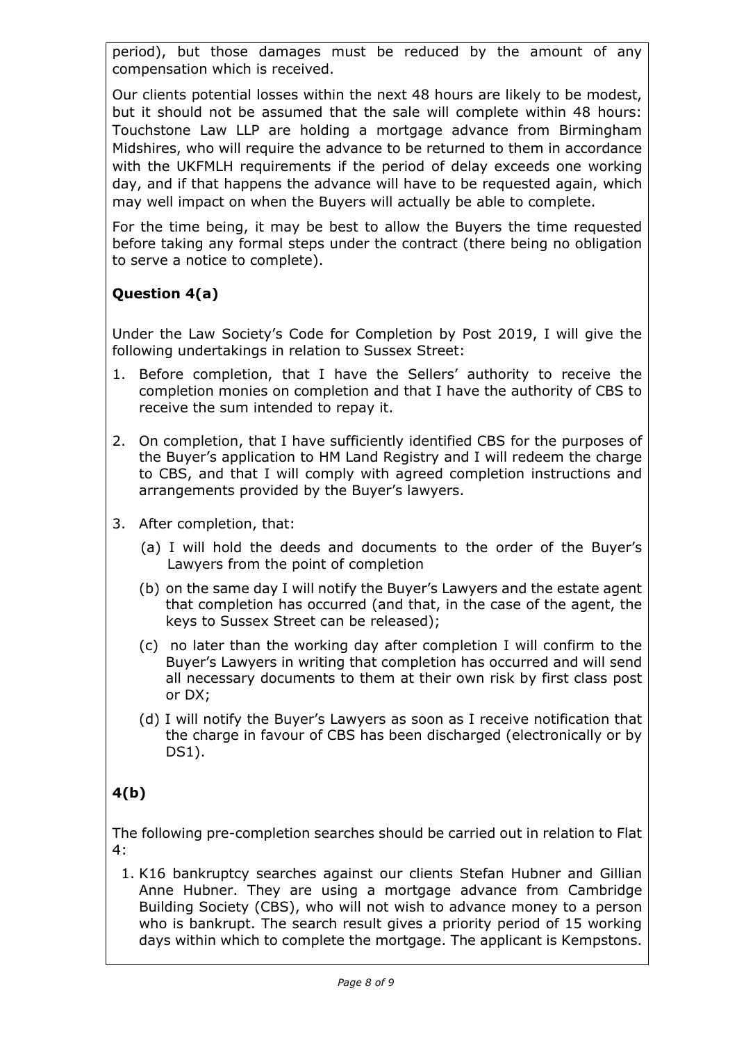period), but those damages must be reduced by the amount of any compensation which is received.

Our clients potential losses within the next 48 hours are likely to be modest, but it should not be assumed that the sale will complete within 48 hours: Touchstone Law LLP are holding a mortgage advance from Birmingham Midshires, who will require the advance to be returned to them in accordance with the UKFMLH requirements if the period of delay exceeds one working day, and if that happens the advance will have to be requested again, which may well impact on when the Buyers will actually be able to complete.

For the time being, it may be best to allow the Buyers the time requested before taking any formal steps under the contract (there being no obligation to serve a notice to complete).

**Question 4(a)**

Under the Law Society's Code for Completion by Post 2019, I will give the following undertakings in relation to Sussex Street:

1. Before completion, that I have the Sellers' authority to receive the completion monies on completion and that I have the authority of CBS to receive the sum intended to repay it.

2. On completion, that I have sufficiently identified CBS for the purposes of the Buyer's application to HM Land Registry and I will redeem the charge to CBS, and that I will comply with agreed completion instructions and arrangements provided by the Buyer's lawyers.

3. After completion, that:

   (a) I will hold the deeds and documents to the order of the Buyer's Lawyers from the point of completion

   (b) on the same day I will notify the Buyer's Lawyers and the estate agent that completion has occurred (and that, in the case of the agent, the keys to Sussex Street can be released);

   (c) no later than the working day after completion I will confirm to the Buyer's Lawyers in writing that completion has occurred and will send all necessary documents to them at their own risk by first class post or DX;

   (d) I will notify the Buyer's Lawyers as soon as I receive notification that the charge in favour of CBS has been discharged (electronically or by DS1).

**4(b)**

The following pre-completion searches should be carried out in relation to Flat 4:

1. K16 bankruptcy searches against our clients Stefan Hubner and Gillian Anne Hubner. They are using a mortgage advance from Cambridge Building Society (CBS), who will not wish to advance money to a person who is bankrupt. The search result gives a priority period of 15 working days within which to complete the mortgage. The applicant is Kempstons.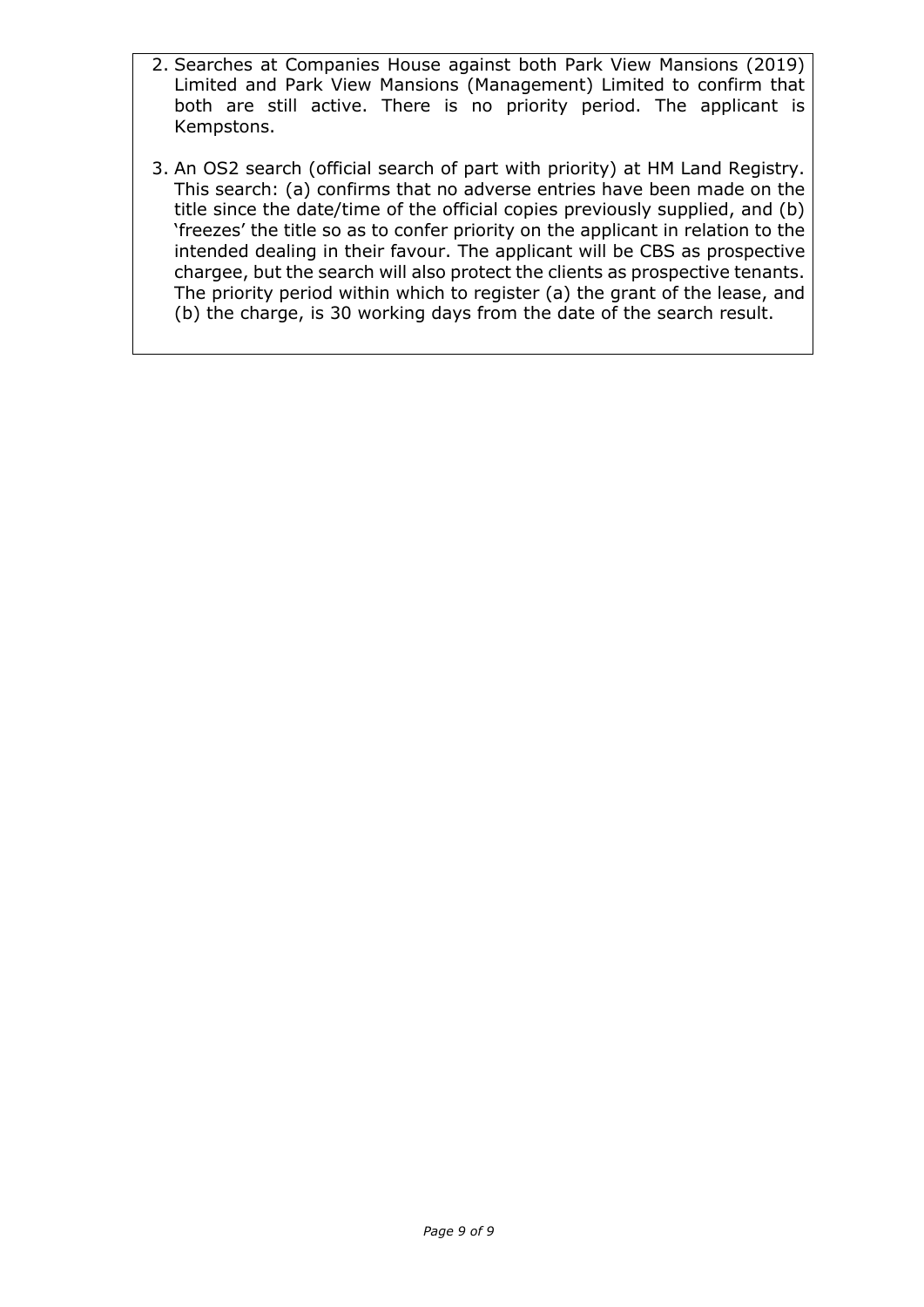2. Searches at Companies House against both Park View Mansions (2019) Limited and Park View Mansions (Management) Limited to confirm that both are still active. There is no priority period. The applicant is Kempstons.

3. An OS2 search (official search of part with priority) at HM Land Registry. This search: (a) confirms that no adverse entries have been made on the title since the date/time of the official copies previously supplied, and (b) 'freezes' the title so as to confer priority on the applicant in relation to the intended dealing in their favour. The applicant will be CBS as prospective chargee, but the search will also protect the clients as prospective tenants. The priority period within which to register (a) the grant of the lease, and (b) the charge, is 30 working days from the date of the search result.